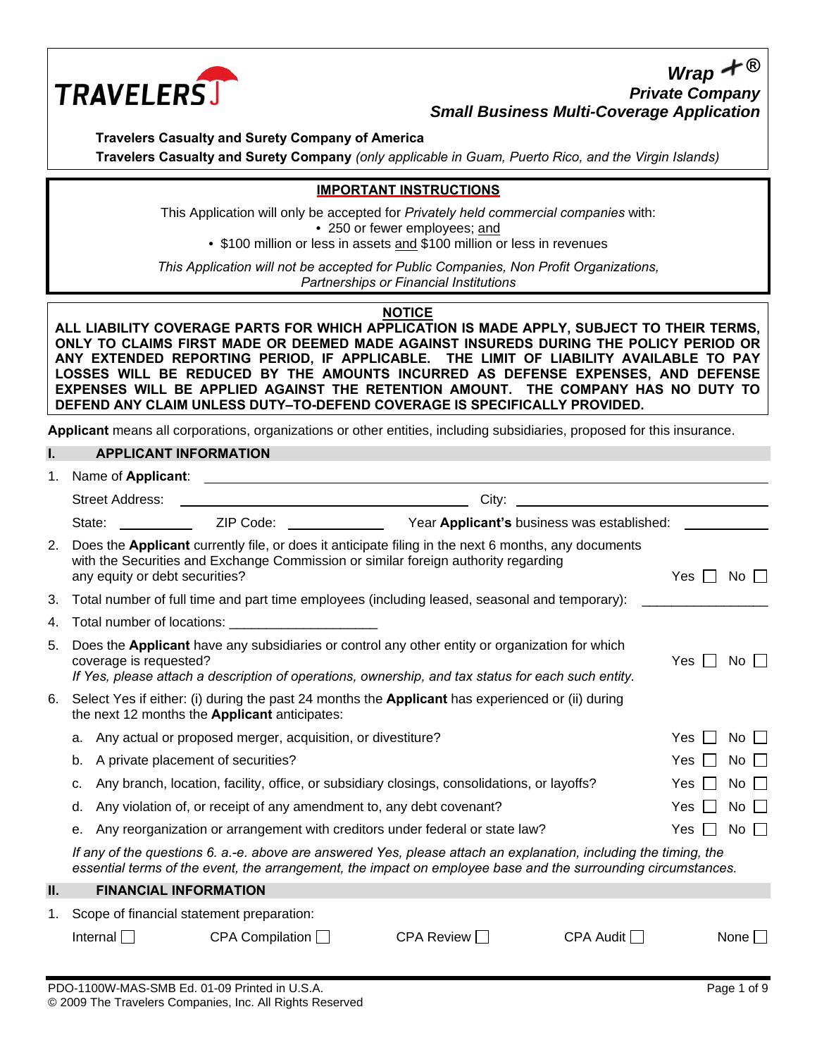TRAVELERS

# *Wrap +®*
## *Private Company*
## *Small Business Multi-Coverage Application*

**Travelers Casualty and Surety Company of America**
**Travelers Casualty and Surety Company** *(only applicable in Guam, Puerto Rico, and the Virgin Islands)*

**IMPORTANT INSTRUCTIONS**

This Application will only be accepted for *Privately held commercial companies* with:

- 250 or fewer employees; and
- $100 million or less in assets and $100 million or less in revenues

*This Application will not be accepted for Public Companies, Non Profit Organizations, Partnerships or Financial Institutions*

**NOTICE**

**ALL LIABILITY COVERAGE PARTS FOR WHICH APPLICATION IS MADE APPLY, SUBJECT TO THEIR TERMS, ONLY TO CLAIMS FIRST MADE OR DEEMED MADE AGAINST INSUREDS DURING THE POLICY PERIOD OR ANY EXTENDED REPORTING PERIOD, IF APPLICABLE. THE LIMIT OF LIABILITY AVAILABLE TO PAY LOSSES WILL BE REDUCED BY THE AMOUNTS INCURRED AS DEFENSE EXPENSES, AND DEFENSE EXPENSES WILL BE APPLIED AGAINST THE RETENTION AMOUNT. THE COMPANY HAS NO DUTY TO DEFEND ANY CLAIM UNLESS DUTY–TO-DEFEND COVERAGE IS SPECIFICALLY PROVIDED.**

**Applicant** means all corporations, organizations or other entities, including subsidiaries, proposed for this insurance.

## I. APPLICANT INFORMATION

1. Name of **Applicant**: ____________________

   Street Address: ____________________ City: ____________________

   State: __________ ZIP Code: __________ Year **Applicant's** business was established: __________

2. Does the **Applicant** currently file, or does it anticipate filing in the next 6 months, any documents with the Securities and Exchange Commission or similar foreign authority regarding any equity or debt securities? Yes ☐ No ☐

3. Total number of full time and part time employees (including leased, seasonal and temporary): __________

4. Total number of locations: __________

5. Does the **Applicant** have any subsidiaries or control any other entity or organization for which coverage is requested? Yes ☐ No ☐
   *If Yes, please attach a description of operations, ownership, and tax status for each such entity.*

6. Select Yes if either: (i) during the past 24 months the **Applicant** has experienced or (ii) during the next 12 months the **Applicant** anticipates:

   a. Any actual or proposed merger, acquisition, or divestiture? Yes ☐ No ☐

   b. A private placement of securities? Yes ☐ No ☐

   c. Any branch, location, facility, office, or subsidiary closings, consolidations, or layoffs? Yes ☐ No ☐

   d. Any violation of, or receipt of any amendment to, any debt covenant? Yes ☐ No ☐

   e. Any reorganization or arrangement with creditors under federal or state law? Yes ☐ No ☐

   *If any of the questions 6. a.-e. above are answered Yes, please attach an explanation, including the timing, the essential terms of the event, the arrangement, the impact on employee base and the surrounding circumstances.*

## II. FINANCIAL INFORMATION

1. Scope of financial statement preparation:

   Internal ☐ CPA Compilation ☐ CPA Review ☐ CPA Audit ☐ None ☐

PDO-1100W-MAS-SMB Ed. 01-09 Printed in U.S.A.
© 2009 The Travelers Companies, Inc. All Rights Reserved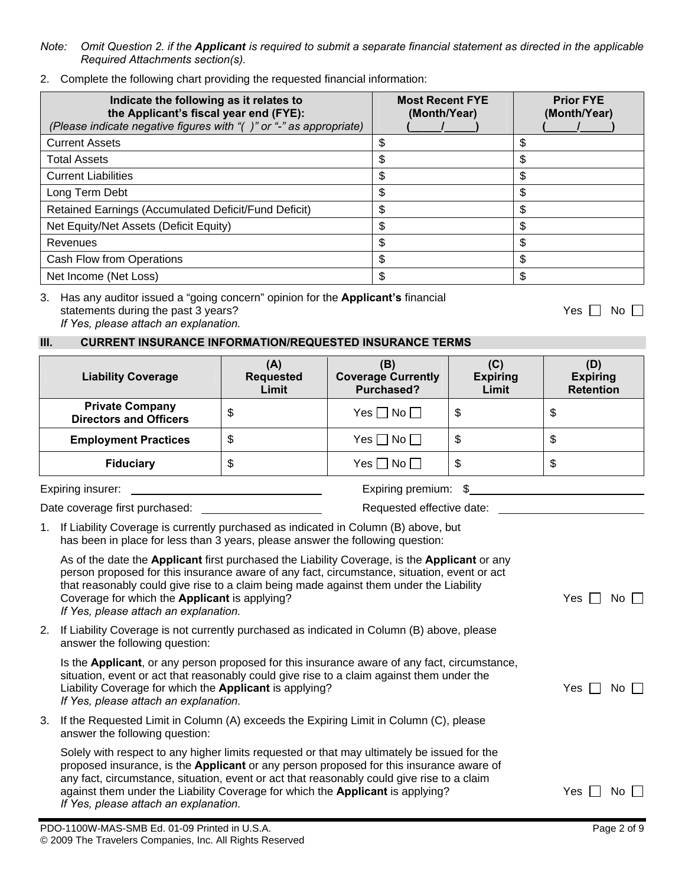*Note: Omit Question 2. if the **Applicant** is required to submit a separate financial statement as directed in the applicable Required Attachments section(s).*

2. Complete the following chart providing the requested financial information:

| **Indicate the following as it relates to the Applicant's fiscal year end (FYE):** *(Please indicate negative figures with "( )" or "-" as appropriate)* | **Most Recent FYE (Month/Year)** (\_\_\_\_\_/\_\_\_\_\_) | **Prior FYE (Month/Year)** (\_\_\_\_\_/\_\_\_\_\_) |
|---|---|---|
| Current Assets | $ | $ |
| Total Assets | $ | $ |
| Current Liabilities | $ | $ |
| Long Term Debt | $ | $ |
| Retained Earnings (Accumulated Deficit/Fund Deficit) | $ | $ |
| Net Equity/Net Assets (Deficit Equity) | $ | $ |
| Revenues | $ | $ |
| Cash Flow from Operations | $ | $ |
| Net Income (Net Loss) | $ | $ |

3. Has any auditor issued a "going concern" opinion for the **Applicant's** financial statements during the past 3 years? Yes ☐ No ☐
   *If Yes, please attach an explanation.*

## III. CURRENT INSURANCE INFORMATION/REQUESTED INSURANCE TERMS

| Liability Coverage | (A) Requested Limit | (B) Coverage Currently Purchased? | (C) Expiring Limit | (D) Expiring Retention |
|---|---|---|---|---|
| **Private Company Directors and Officers** | $ | Yes ☐ No ☐ | $ | $ |
| **Employment Practices** | $ | Yes ☐ No ☐ | $ | $ |
| **Fiduciary** | $ | Yes ☐ No ☐ | $ | $ |

Expiring insurer: \_\_\_\_\_\_\_\_\_\_\_\_\_\_\_\_\_\_\_\_ Expiring premium: $\_\_\_\_\_\_\_\_\_\_\_\_\_\_\_\_\_\_\_\_

Date coverage first purchased: \_\_\_\_\_\_\_\_\_\_\_\_\_\_\_\_\_\_\_\_ Requested effective date: \_\_\_\_\_\_\_\_\_\_\_\_\_\_\_\_\_\_\_\_

1. If Liability Coverage is currently purchased as indicated in Column (B) above, but has been in place for less than 3 years, please answer the following question:

   As of the date the **Applicant** first purchased the Liability Coverage, is the **Applicant** or any person proposed for this insurance aware of any fact, circumstance, situation, event or act that reasonably could give rise to a claim being made against them under the Liability Coverage for which the **Applicant** is applying? Yes ☐ No ☐
   *If Yes, please attach an explanation.*

2. If Liability Coverage is not currently purchased as indicated in Column (B) above, please answer the following question:

   Is the **Applicant**, or any person proposed for this insurance aware of any fact, circumstance, situation, event or act that reasonably could give rise to a claim against them under the Liability Coverage for which the **Applicant** is applying? Yes ☐ No ☐
   *If Yes, please attach an explanation.*

3. If the Requested Limit in Column (A) exceeds the Expiring Limit in Column (C), please answer the following question:

   Solely with respect to any higher limits requested or that may ultimately be issued for the proposed insurance, is the **Applicant** or any person proposed for this insurance aware of any fact, circumstance, situation, event or act that reasonably could give rise to a claim against them under the Liability Coverage for which the **Applicant** is applying? Yes ☐ No ☐
   *If Yes, please attach an explanation.*

PDO-1100W-MAS-SMB Ed. 01-09 Printed in U.S.A.
© 2009 The Travelers Companies, Inc. All Rights Reserved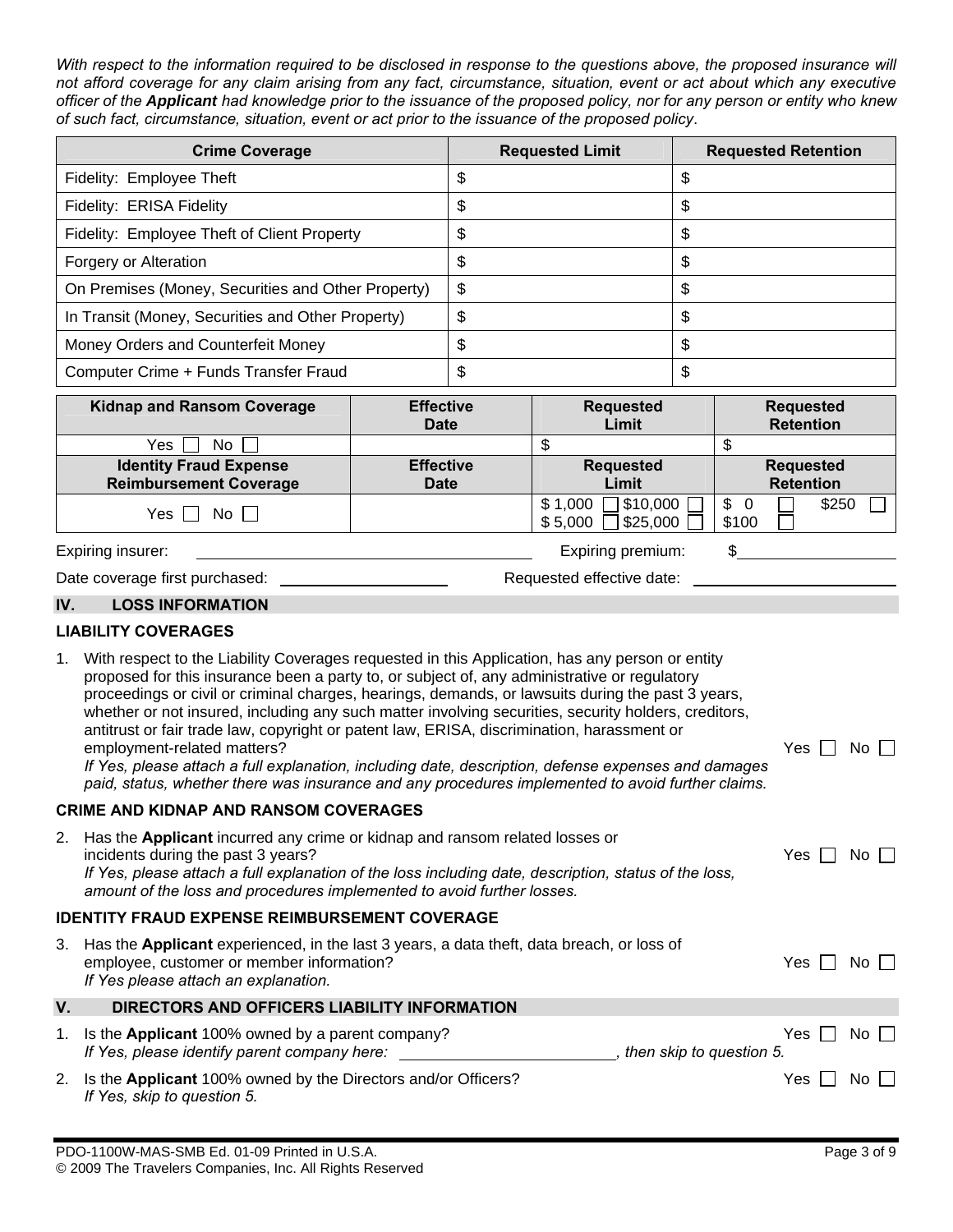*With respect to the information required to be disclosed in response to the questions above, the proposed insurance will not afford coverage for any claim arising from any fact, circumstance, situation, event or act about which any executive officer of the **Applicant** had knowledge prior to the issuance of the proposed policy, nor for any person or entity who knew of such fact, circumstance, situation, event or act prior to the issuance of the proposed policy*.

| Crime Coverage | Requested Limit | Requested Retention |
|---|---|---|
| Fidelity: Employee Theft | $ | $ |
| Fidelity: ERISA Fidelity | $ | $ |
| Fidelity: Employee Theft of Client Property | $ | $ |
| Forgery or Alteration | $ | $ |
| On Premises (Money, Securities and Other Property) | $ | $ |
| In Transit (Money, Securities and Other Property) | $ | $ |
| Money Orders and Counterfeit Money | $ | $ |
| Computer Crime + Funds Transfer Fraud | $ | $ |

| Kidnap and Ransom Coverage | Effective Date | Requested Limit | Requested Retention |
|---|---|---|---|
| Yes ☐ No ☐ | | $ | $ |
| **Identity Fraud Expense Reimbursement Coverage** | **Effective Date** | **Requested Limit** | **Requested Retention** |
| Yes ☐ No ☐ | | $ 1,000 ☐ $10,000 ☐ $ 5,000 ☐ $25,000 ☐ | $ 0 ☐ $250 ☐ $100 ☐ |

Expiring insurer: ______________________ Expiring premium: $______________

Date coverage first purchased: ______________ Requested effective date: ______________

## IV. LOSS INFORMATION

### LIABILITY COVERAGES

1. With respect to the Liability Coverages requested in this Application, has any person or entity proposed for this insurance been a party to, or subject of, any administrative or regulatory proceedings or civil or criminal charges, hearings, demands, or lawsuits during the past 3 years, whether or not insured, including any such matter involving securities, security holders, creditors, antitrust or fair trade law, copyright or patent law, ERISA, discrimination, harassment or employment-related matters? Yes ☐ No ☐
   *If Yes, please attach a full explanation, including date, description, defense expenses and damages paid, status, whether there was insurance and any procedures implemented to avoid further claims.*

### CRIME AND KIDNAP AND RANSOM COVERAGES

2. Has the **Applicant** incurred any crime or kidnap and ransom related losses or incidents during the past 3 years? Yes ☐ No ☐
   *If Yes, please attach a full explanation of the loss including date, description, status of the loss, amount of the loss and procedures implemented to avoid further losses.*

### IDENTITY FRAUD EXPENSE REIMBURSEMENT COVERAGE

3. Has the **Applicant** experienced, in the last 3 years, a data theft, data breach, or loss of employee, customer or member information? Yes ☐ No ☐
   *If Yes please attach an explanation.*

## V. DIRECTORS AND OFFICERS LIABILITY INFORMATION

1. Is the **Applicant** 100% owned by a parent company? Yes ☐ No ☐
   *If Yes, please identify parent company here:* ______________________*, then skip to question 5.*
2. Is the **Applicant** 100% owned by the Directors and/or Officers? Yes ☐ No ☐
   *If Yes, skip to question 5.*

PDO-1100W-MAS-SMB Ed. 01-09 Printed in U.S.A.
© 2009 The Travelers Companies, Inc. All Rights Reserved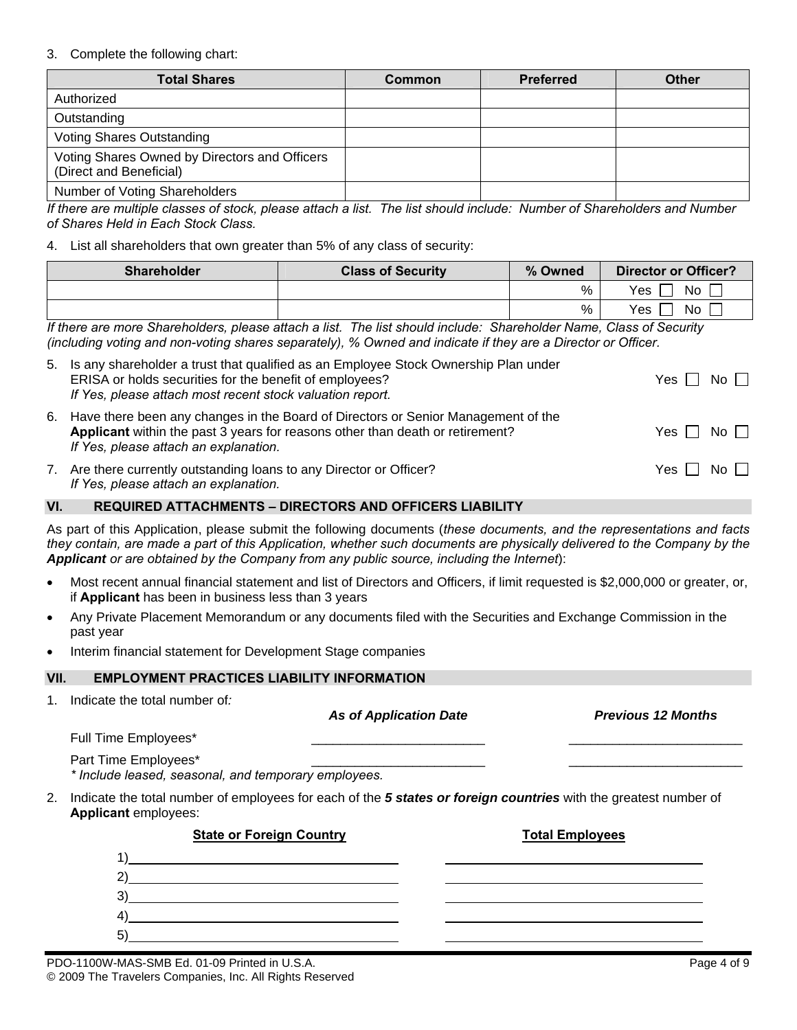3. Complete the following chart:

| Total Shares | Common | Preferred | Other |
|---|---|---|---|
| Authorized | | | |
| Outstanding | | | |
| Voting Shares Outstanding | | | |
| Voting Shares Owned by Directors and Officers (Direct and Beneficial) | | | |
| Number of Voting Shareholders | | | |

*If there are multiple classes of stock, please attach a list. The list should include: Number of Shareholders and Number of Shares Held in Each Stock Class.*

4. List all shareholders that own greater than 5% of any class of security:

| Shareholder | Class of Security | % Owned | Director or Officer? |
|---|---|---|---|
| | | % | Yes ☐ No ☐ |
| | | % | Yes ☐ No ☐ |

*If there are more Shareholders, please attach a list. The list should include: Shareholder Name, Class of Security (including voting and non-voting shares separately), % Owned and indicate if they are a Director or Officer.*

5. Is any shareholder a trust that qualified as an Employee Stock Ownership Plan under ERISA or holds securities for the benefit of employees? Yes ☐ No ☐
   *If Yes, please attach most recent stock valuation report.*

6. Have there been any changes in the Board of Directors or Senior Management of the **Applicant** within the past 3 years for reasons other than death or retirement? Yes ☐ No ☐
   *If Yes, please attach an explanation.*

7. Are there currently outstanding loans to any Director or Officer? Yes ☐ No ☐
   *If Yes, please attach an explanation.*

## VI. REQUIRED ATTACHMENTS – DIRECTORS AND OFFICERS LIABILITY

As part of this Application, please submit the following documents (*these documents, and the representations and facts they contain, are made a part of this Application, whether such documents are physically delivered to the Company by the **Applicant** or are obtained by the Company from any public source, including the Internet*):

- Most recent annual financial statement and list of Directors and Officers, if limit requested is $2,000,000 or greater, or, if **Applicant** has been in business less than 3 years
- Any Private Placement Memorandum or any documents filed with the Securities and Exchange Commission in the past year
- Interim financial statement for Development Stage companies

## VII. EMPLOYMENT PRACTICES LIABILITY INFORMATION

1. Indicate the total number of:

| | *As of Application Date* | *Previous 12 Months* |
|---|---|---|
| Full Time Employees* | ________________________ | ________________________ |
| Part Time Employees* | ________________________ | ________________________ |

*\* Include leased, seasonal, and temporary employees.*

2. Indicate the total number of employees for each of the ***5 states or foreign countries*** with the greatest number of **Applicant** employees:

| State or Foreign Country | Total Employees |
|---|---|
| 1) | |
| 2) | |
| 3) | |
| 4) | |
| 5) | |

PDO-1100W-MAS-SMB Ed. 01-09 Printed in U.S.A.
© 2009 The Travelers Companies, Inc. All Rights Reserved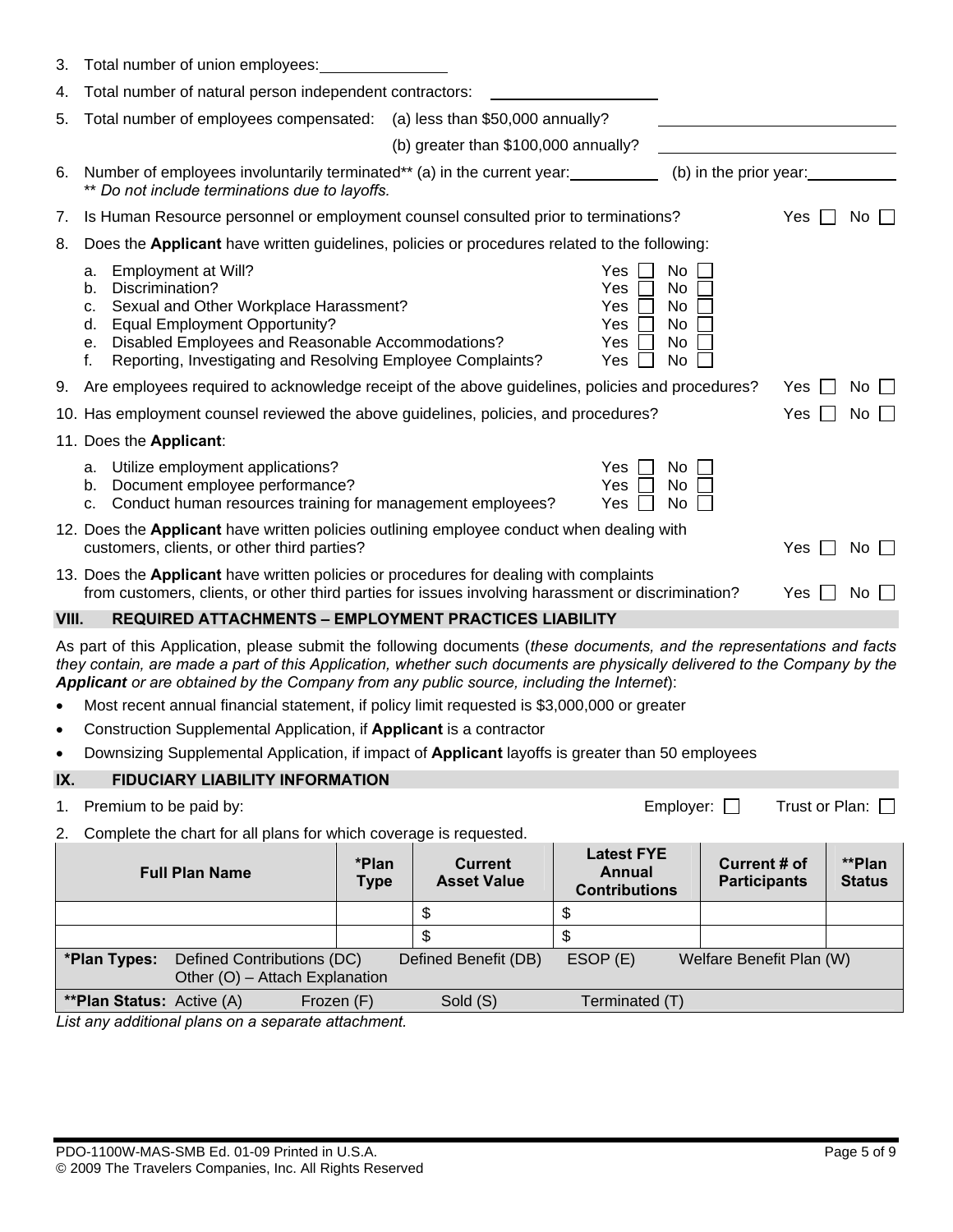3. Total number of union employees: ______________

4. Total number of natural person independent contractors: ____________________

5. Total number of employees compensated: (a) less than $50,000 annually? ____________________

   (b) greater than $100,000 annually? ____________________

6. Number of employees involuntarily terminated** (a) in the current year: __________ (b) in the prior year: __________

   ** *Do not include terminations due to layoffs.*

7. Is Human Resource personnel or employment counsel consulted prior to terminations? Yes ☐ No ☐

8. Does the **Applicant** have written guidelines, policies or procedures related to the following:

   a. Employment at Will? Yes ☐ No ☐
   b. Discrimination? Yes ☐ No ☐
   c. Sexual and Other Workplace Harassment? Yes ☐ No ☐
   d. Equal Employment Opportunity? Yes ☐ No ☐
   e. Disabled Employees and Reasonable Accommodations? Yes ☐ No ☐
   f. Reporting, Investigating and Resolving Employee Complaints? Yes ☐ No ☐

9. Are employees required to acknowledge receipt of the above guidelines, policies and procedures? Yes ☐ No ☐

10. Has employment counsel reviewed the above guidelines, policies, and procedures? Yes ☐ No ☐

11. Does the **Applicant**:

    a. Utilize employment applications? Yes ☐ No ☐
    b. Document employee performance? Yes ☐ No ☐
    c. Conduct human resources training for management employees? Yes ☐ No ☐

12. Does the **Applicant** have written policies outlining employee conduct when dealing with customers, clients, or other third parties? Yes ☐ No ☐

13. Does the **Applicant** have written policies or procedures for dealing with complaints from customers, clients, or other third parties for issues involving harassment or discrimination? Yes ☐ No ☐

## VIII. REQUIRED ATTACHMENTS – EMPLOYMENT PRACTICES LIABILITY

As part of this Application, please submit the following documents (*these documents, and the representations and facts they contain, are made a part of this Application, whether such documents are physically delivered to the Company by the* ***Applicant*** *or are obtained by the Company from any public source, including the Internet*):

- Most recent annual financial statement, if policy limit requested is $3,000,000 or greater
- Construction Supplemental Application, if **Applicant** is a contractor
- Downsizing Supplemental Application, if impact of **Applicant** layoffs is greater than 50 employees

## IX. FIDUCIARY LIABILITY INFORMATION

1. Premium to be paid by: Employer: ☐ Trust or Plan: ☐

2. Complete the chart for all plans for which coverage is requested.

| Full Plan Name | *Plan Type | Current Asset Value | Latest FYE Annual Contributions | Current # of Participants | **Plan Status |
|---|---|---|---|---|---|
| | | $ | $ | | |
| | | $ | $ | | |

**\*Plan Types:** Defined Contributions (DC) Defined Benefit (DB) ESOP (E) Welfare Benefit Plan (W) Other (O) – Attach Explanation

****Plan Status:** Active (A) Frozen (F) Sold (S) Terminated (T)

*List any additional plans on a separate attachment.*

PDO-1100W-MAS-SMB Ed. 01-09 Printed in U.S.A.
© 2009 The Travelers Companies, Inc. All Rights Reserved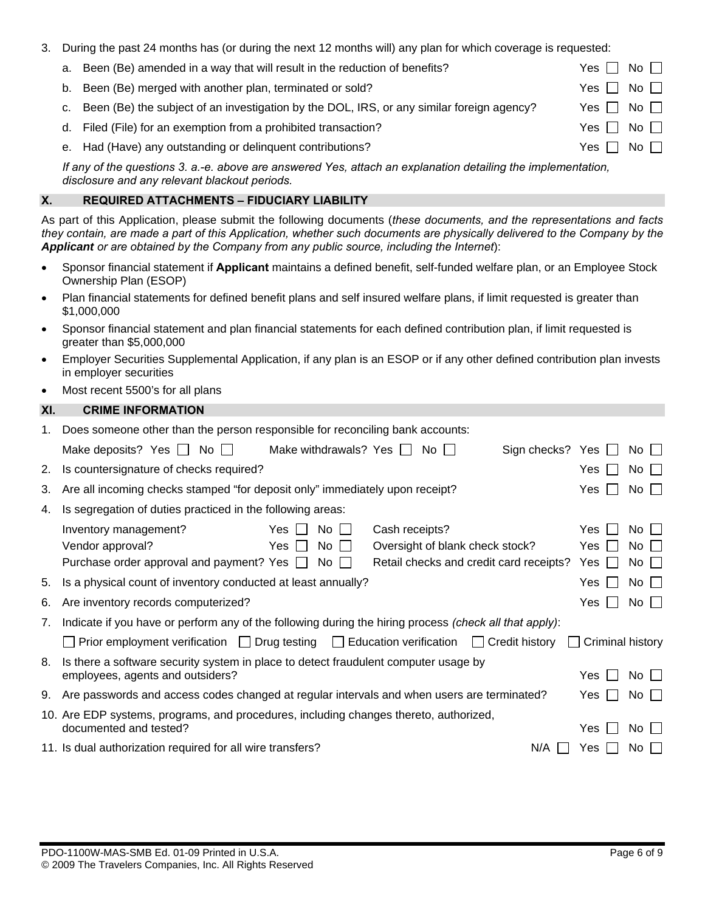3. During the past 24 months has (or during the next 12 months will) any plan for which coverage is requested:

   a. Been (Be) amended in a way that will result in the reduction of benefits? Yes ☐ No ☐

   b. Been (Be) merged with another plan, terminated or sold? Yes ☐ No ☐

   c. Been (Be) the subject of an investigation by the DOL, IRS, or any similar foreign agency? Yes ☐ No ☐

   d. Filed (File) for an exemption from a prohibited transaction? Yes ☐ No ☐

   e. Had (Have) any outstanding or delinquent contributions? Yes ☐ No ☐

   *If any of the questions 3. a.-e. above are answered Yes, attach an explanation detailing the implementation, disclosure and any relevant blackout periods.*

## X. REQUIRED ATTACHMENTS – FIDUCIARY LIABILITY

As part of this Application, please submit the following documents (*these documents, and the representations and facts they contain, are made a part of this Application, whether such documents are physically delivered to the Company by the* ***Applicant*** *or are obtained by the Company from any public source, including the Internet*):

- Sponsor financial statement if **Applicant** maintains a defined benefit, self-funded welfare plan, or an Employee Stock Ownership Plan (ESOP)
- Plan financial statements for defined benefit plans and self insured welfare plans, if limit requested is greater than $1,000,000
- Sponsor financial statement and plan financial statements for each defined contribution plan, if limit requested is greater than $5,000,000
- Employer Securities Supplemental Application, if any plan is an ESOP or if any other defined contribution plan invests in employer securities
- Most recent 5500's for all plans

## XI. CRIME INFORMATION

1. Does someone other than the person responsible for reconciling bank accounts:

   Make deposits? Yes ☐ No ☐ Make withdrawals? Yes ☐ No ☐ Sign checks? Yes ☐ No ☐

2. Is countersignature of checks required? Yes ☐ No ☐

3. Are all incoming checks stamped "for deposit only" immediately upon receipt? Yes ☐ No ☐

4. Is segregation of duties practiced in the following areas:

   | | | | | | |
   |---|---|---|---|---|---|
   | Inventory management? | Yes ☐ | No ☐ | Cash receipts? | Yes ☐ | No ☐ |
   | Vendor approval? | Yes ☐ | No ☐ | Oversight of blank check stock? | Yes ☐ | No ☐ |
   | Purchase order approval and payment? | Yes ☐ | No ☐ | Retail checks and credit card receipts? | Yes ☐ | No ☐ |

5. Is a physical count of inventory conducted at least annually? Yes ☐ No ☐

6. Are inventory records computerized? Yes ☐ No ☐

7. Indicate if you have or perform any of the following during the hiring process *(check all that apply)*:

   ☐ Prior employment verification ☐ Drug testing ☐ Education verification ☐ Credit history ☐ Criminal history

8. Is there a software security system in place to detect fraudulent computer usage by employees, agents and outsiders? Yes ☐ No ☐

9. Are passwords and access codes changed at regular intervals and when users are terminated? Yes ☐ No ☐

10. Are EDP systems, programs, and procedures, including changes thereto, authorized, documented and tested? Yes ☐ No ☐

11. Is dual authorization required for all wire transfers? N/A ☐ Yes ☐ No ☐

PDO-1100W-MAS-SMB Ed. 01-09 Printed in U.S.A.
© 2009 The Travelers Companies, Inc. All Rights Reserved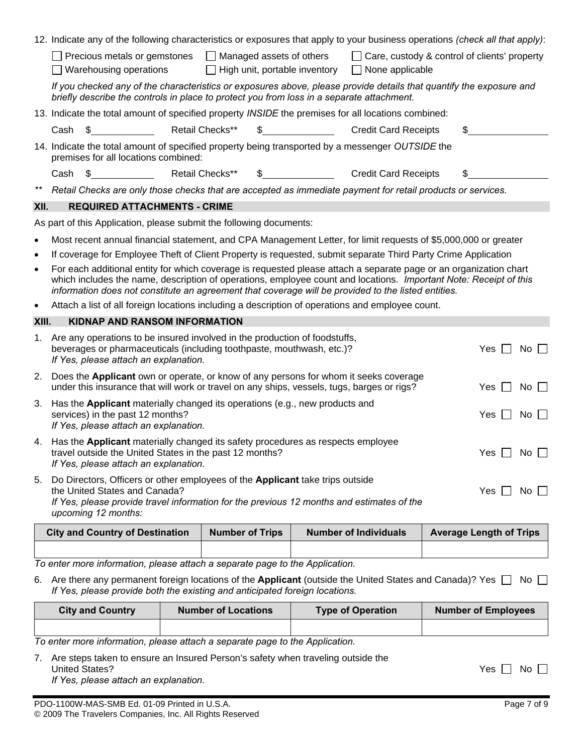12. Indicate any of the following characteristics or exposures that apply to your business operations *(check all that apply)*:

☐ Precious metals or gemstones ☐ Managed assets of others ☐ Care, custody & control of clients' property
☐ Warehousing operations ☐ High unit, portable inventory ☐ None applicable

*If you checked any of the characteristics or exposures above, please provide details that quantify the exposure and briefly describe the controls in place to protect you from loss in a separate attachment.*

13. Indicate the total amount of specified property *INSIDE* the premises for all locations combined:

Cash $\_\_\_\_\_\_\_\_\_\_ Retail Checks** $\_\_\_\_\_\_\_\_\_\_ Credit Card Receipts $\_\_\_\_\_\_\_\_\_\_

14. Indicate the total amount of specified property being transported by a messenger *OUTSIDE* the premises for all locations combined:

Cash $\_\_\_\_\_\_\_\_\_\_ Retail Checks** $\_\_\_\_\_\_\_\_\_\_ Credit Card Receipts $\_\_\_\_\_\_\_\_\_\_

** *Retail Checks are only those checks that are accepted as immediate payment for retail products or services.*

## XII. REQUIRED ATTACHMENTS - CRIME

As part of this Application, please submit the following documents:

- Most recent annual financial statement, and CPA Management Letter, for limit requests of $5,000,000 or greater
- If coverage for Employee Theft of Client Property is requested, submit separate Third Party Crime Application
- For each additional entity for which coverage is requested please attach a separate page or an organization chart which includes the name, description of operations, employee count and locations. *Important Note: Receipt of this information does not constitute an agreement that coverage will be provided to the listed entities.*
- Attach a list of all foreign locations including a description of operations and employee count.

## XIII. KIDNAP AND RANSOM INFORMATION

1. Are any operations to be insured involved in the production of foodstuffs, beverages or pharmaceuticals (including toothpaste, mouthwash, etc.)? Yes ☐ No ☐
   *If Yes, please attach an explanation.*

2. Does the **Applicant** own or operate, or know of any persons for whom it seeks coverage under this insurance that will work or travel on any ships, vessels, tugs, barges or rigs? Yes ☐ No ☐

3. Has the **Applicant** materially changed its operations (e.g., new products and services) in the past 12 months? Yes ☐ No ☐
   *If Yes, please attach an explanation.*

4. Has the **Applicant** materially changed its safety procedures as respects employee travel outside the United States in the past 12 months? Yes ☐ No ☐
   *If Yes, please attach an explanation.*

5. Do Directors, Officers or other employees of the **Applicant** take trips outside the United States and Canada? Yes ☐ No ☐
   *If Yes, please provide travel information for the previous 12 months and estimates of the upcoming 12 months:*

| City and Country of Destination | Number of Trips | Number of Individuals | Average Length of Trips |
|---|---|---|---|
| | | | |

*To enter more information, please attach a separate page to the Application.*

6. Are there any permanent foreign locations of the **Applicant** (outside the United States and Canada)? Yes ☐ No ☐
   *If Yes, please provide both the existing and anticipated foreign locations.*

| City and Country | Number of Locations | Type of Operation | Number of Employees |
|---|---|---|---|
| | | | |

*To enter more information, please attach a separate page to the Application.*

7. Are steps taken to ensure an Insured Person's safety when traveling outside the United States? Yes ☐ No ☐
   *If Yes, please attach an explanation.*

PDO-1100W-MAS-SMB Ed. 01-09 Printed in U.S.A.
© 2009 The Travelers Companies, Inc. All Rights Reserved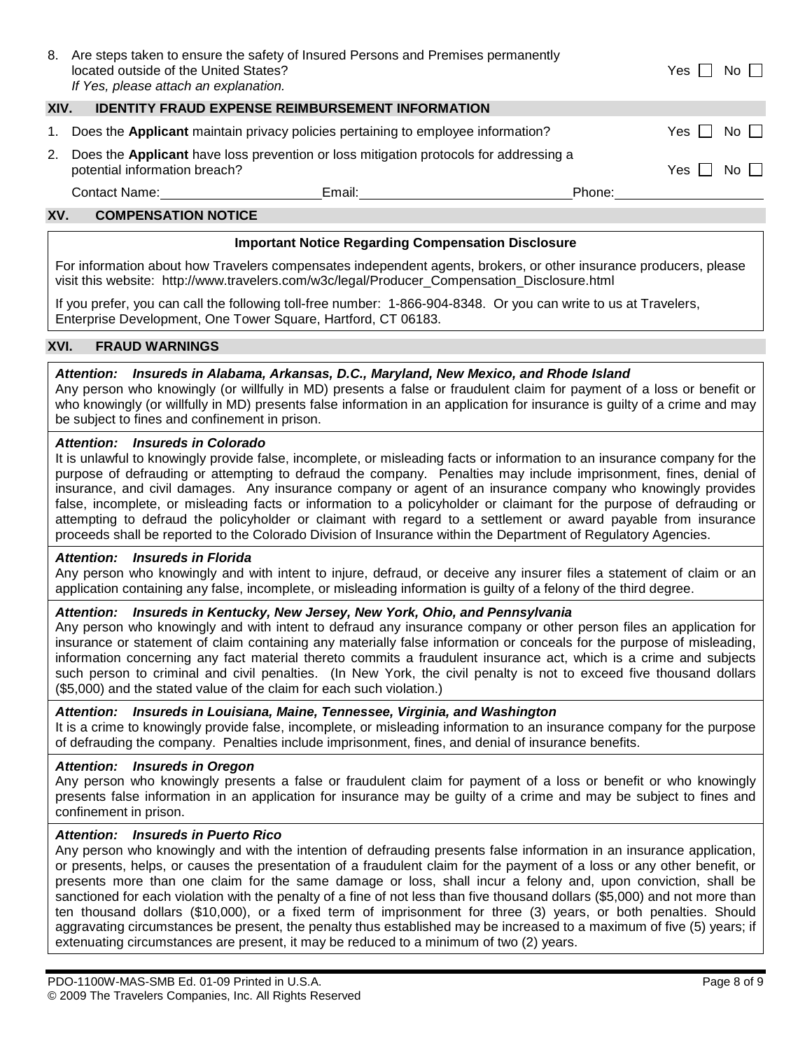8. Are steps taken to ensure the safety of Insured Persons and Premises permanently located outside of the United States? Yes ☐ No ☐
   *If Yes, please attach an explanation.*

## XIV. IDENTITY FRAUD EXPENSE REIMBURSEMENT INFORMATION

1. Does the **Applicant** maintain privacy policies pertaining to employee information? Yes ☐ No ☐
2. Does the **Applicant** have loss prevention or loss mitigation protocols for addressing a potential information breach? Yes ☐ No ☐

Contact Name:\_\_\_\_\_\_\_\_\_\_\_\_\_\_\_\_ Email:\_\_\_\_\_\_\_\_\_\_\_\_\_\_\_\_\_\_\_\_ Phone:\_\_\_\_\_\_\_\_\_\_\_\_\_\_\_\_

## XV. COMPENSATION NOTICE

**Important Notice Regarding Compensation Disclosure**

For information about how Travelers compensates independent agents, brokers, or other insurance producers, please visit this website: http://www.travelers.com/w3c/legal/Producer_Compensation_Disclosure.html

If you prefer, you can call the following toll-free number: 1-866-904-8348. Or you can write to us at Travelers, Enterprise Development, One Tower Square, Hartford, CT 06183.

## XVI. FRAUD WARNINGS

***Attention: Insureds in Alabama, Arkansas, D.C., Maryland, New Mexico, and Rhode Island***
Any person who knowingly (or willfully in MD) presents a false or fraudulent claim for payment of a loss or benefit or who knowingly (or willfully in MD) presents false information in an application for insurance is guilty of a crime and may be subject to fines and confinement in prison.

***Attention: Insureds in Colorado***
It is unlawful to knowingly provide false, incomplete, or misleading facts or information to an insurance company for the purpose of defrauding or attempting to defraud the company. Penalties may include imprisonment, fines, denial of insurance, and civil damages. Any insurance company or agent of an insurance company who knowingly provides false, incomplete, or misleading facts or information to a policyholder or claimant for the purpose of defrauding or attempting to defraud the policyholder or claimant with regard to a settlement or award payable from insurance proceeds shall be reported to the Colorado Division of Insurance within the Department of Regulatory Agencies.

***Attention: Insureds in Florida***
Any person who knowingly and with intent to injure, defraud, or deceive any insurer files a statement of claim or an application containing any false, incomplete, or misleading information is guilty of a felony of the third degree.

***Attention: Insureds in Kentucky, New Jersey, New York, Ohio, and Pennsylvania***
Any person who knowingly and with intent to defraud any insurance company or other person files an application for insurance or statement of claim containing any materially false information or conceals for the purpose of misleading, information concerning any fact material thereto commits a fraudulent insurance act, which is a crime and subjects such person to criminal and civil penalties. (In New York, the civil penalty is not to exceed five thousand dollars ($5,000) and the stated value of the claim for each such violation.)

***Attention: Insureds in Louisiana, Maine, Tennessee, Virginia, and Washington***
It is a crime to knowingly provide false, incomplete, or misleading information to an insurance company for the purpose of defrauding the company. Penalties include imprisonment, fines, and denial of insurance benefits.

***Attention: Insureds in Oregon***
Any person who knowingly presents a false or fraudulent claim for payment of a loss or benefit or who knowingly presents false information in an application for insurance may be guilty of a crime and may be subject to fines and confinement in prison.

***Attention: Insureds in Puerto Rico***
Any person who knowingly and with the intention of defrauding presents false information in an insurance application, or presents, helps, or causes the presentation of a fraudulent claim for the payment of a loss or any other benefit, or presents more than one claim for the same damage or loss, shall incur a felony and, upon conviction, shall be sanctioned for each violation with the penalty of a fine of not less than five thousand dollars ($5,000) and not more than ten thousand dollars ($10,000), or a fixed term of imprisonment for three (3) years, or both penalties. Should aggravating circumstances be present, the penalty thus established may be increased to a maximum of five (5) years; if extenuating circumstances are present, it may be reduced to a minimum of two (2) years.

PDO-1100W-MAS-SMB Ed. 01-09 Printed in U.S.A.
© 2009 The Travelers Companies, Inc. All Rights Reserved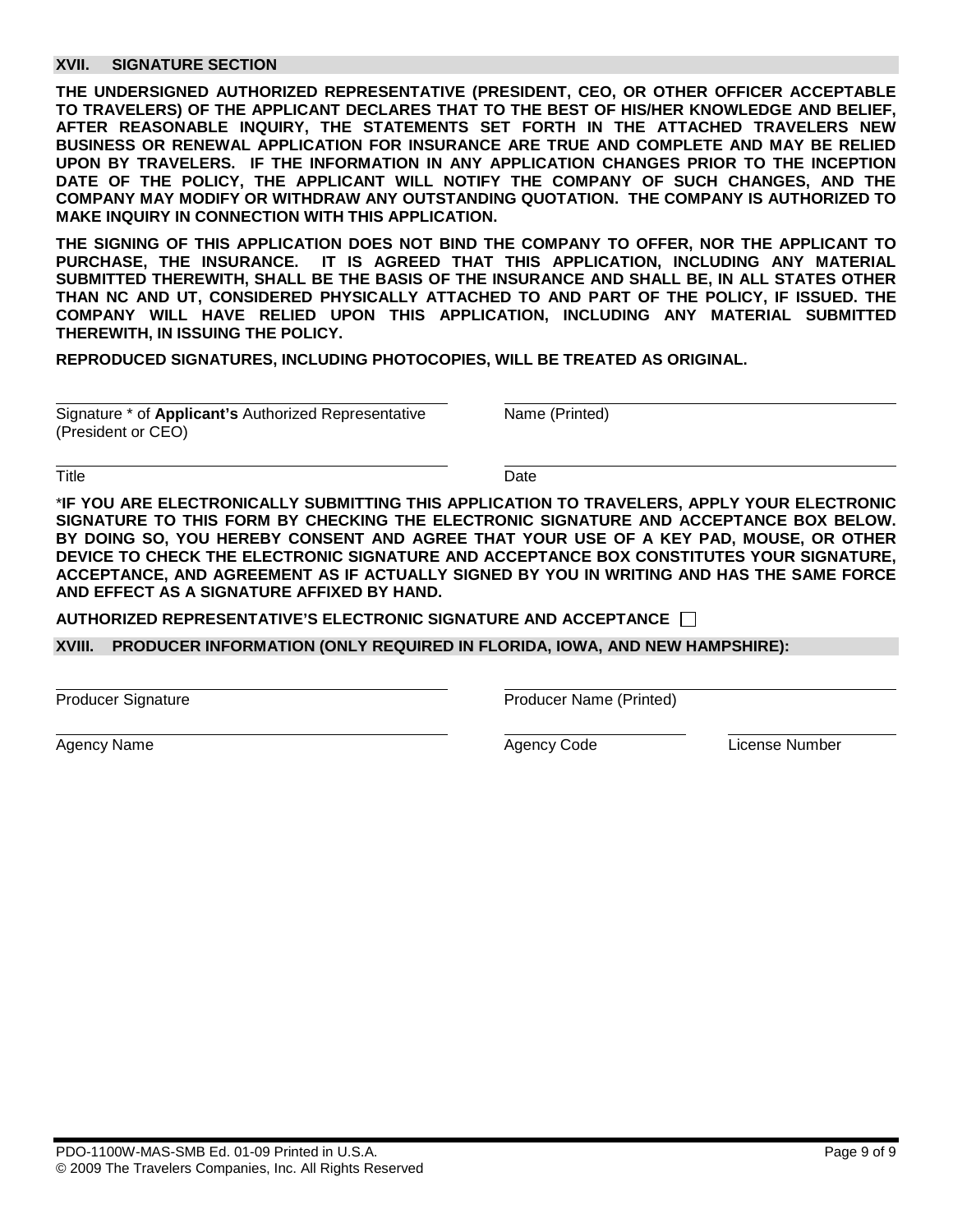## XVII. SIGNATURE SECTION

**THE UNDERSIGNED AUTHORIZED REPRESENTATIVE (PRESIDENT, CEO, OR OTHER OFFICER ACCEPTABLE TO TRAVELERS) OF THE APPLICANT DECLARES THAT TO THE BEST OF HIS/HER KNOWLEDGE AND BELIEF, AFTER REASONABLE INQUIRY, THE STATEMENTS SET FORTH IN THE ATTACHED TRAVELERS NEW BUSINESS OR RENEWAL APPLICATION FOR INSURANCE ARE TRUE AND COMPLETE AND MAY BE RELIED UPON BY TRAVELERS. IF THE INFORMATION IN ANY APPLICATION CHANGES PRIOR TO THE INCEPTION DATE OF THE POLICY, THE APPLICANT WILL NOTIFY THE COMPANY OF SUCH CHANGES, AND THE COMPANY MAY MODIFY OR WITHDRAW ANY OUTSTANDING QUOTATION. THE COMPANY IS AUTHORIZED TO MAKE INQUIRY IN CONNECTION WITH THIS APPLICATION.**

**THE SIGNING OF THIS APPLICATION DOES NOT BIND THE COMPANY TO OFFER, NOR THE APPLICANT TO PURCHASE, THE INSURANCE. IT IS AGREED THAT THIS APPLICATION, INCLUDING ANY MATERIAL SUBMITTED THEREWITH, SHALL BE THE BASIS OF THE INSURANCE AND SHALL BE, IN ALL STATES OTHER THAN NC AND UT, CONSIDERED PHYSICALLY ATTACHED TO AND PART OF THE POLICY, IF ISSUED. THE COMPANY WILL HAVE RELIED UPON THIS APPLICATION, INCLUDING ANY MATERIAL SUBMITTED THEREWITH, IN ISSUING THE POLICY.**

**REPRODUCED SIGNATURES, INCLUDING PHOTOCOPIES, WILL BE TREATED AS ORIGINAL.**

| | |
|---|---|
| \_\_\_\_\_\_\_\_\_\_\_\_\_\_\_\_\_\_\_\_\_\_\_\_\_\_\_\_\_\_ | \_\_\_\_\_\_\_\_\_\_\_\_\_\_\_\_\_\_\_\_\_\_\_\_\_\_\_\_\_\_ |
| Signature * of **Applicant's** Authorized Representative (President or CEO) | Name (Printed) |
| \_\_\_\_\_\_\_\_\_\_\_\_\_\_\_\_\_\_\_\_\_\_\_\_\_\_\_\_\_\_ | \_\_\_\_\_\_\_\_\_\_\_\_\_\_\_\_\_\_\_\_\_\_\_\_\_\_\_\_\_\_ |
| Title | Date |

*__IF YOU ARE ELECTRONICALLY SUBMITTING THIS APPLICATION TO TRAVELERS, APPLY YOUR ELECTRONIC SIGNATURE TO THIS FORM BY CHECKING THE ELECTRONIC SIGNATURE AND ACCEPTANCE BOX BELOW. BY DOING SO, YOU HEREBY CONSENT AND AGREE THAT YOUR USE OF A KEY PAD, MOUSE, OR OTHER DEVICE TO CHECK THE ELECTRONIC SIGNATURE AND ACCEPTANCE BOX CONSTITUTES YOUR SIGNATURE, ACCEPTANCE, AND AGREEMENT AS IF ACTUALLY SIGNED BY YOU IN WRITING AND HAS THE SAME FORCE AND EFFECT AS A SIGNATURE AFFIXED BY HAND.__**

**AUTHORIZED REPRESENTATIVE'S ELECTRONIC SIGNATURE AND ACCEPTANCE** ☐

## XVIII. PRODUCER INFORMATION (ONLY REQUIRED IN FLORIDA, IOWA, AND NEW HAMPSHIRE):

| | | |
|---|---|---|
| \_\_\_\_\_\_\_\_\_\_\_\_\_\_\_\_\_\_\_\_\_\_\_\_\_\_\_\_\_\_ | \_\_\_\_\_\_\_\_\_\_\_\_\_\_\_\_\_\_\_\_\_\_\_\_\_\_\_\_\_\_ | |
| Producer Signature | Producer Name (Printed) | |
| \_\_\_\_\_\_\_\_\_\_\_\_\_\_\_\_\_\_\_\_\_\_\_\_\_\_\_\_\_\_ | \_\_\_\_\_\_\_\_\_\_\_\_\_\_\_ | \_\_\_\_\_\_\_\_\_\_\_\_\_\_\_ |
| Agency Name | Agency Code | License Number |

PDO-1100W-MAS-SMB Ed. 01-09 Printed in U.S.A.
© 2009 The Travelers Companies, Inc. All Rights Reserved